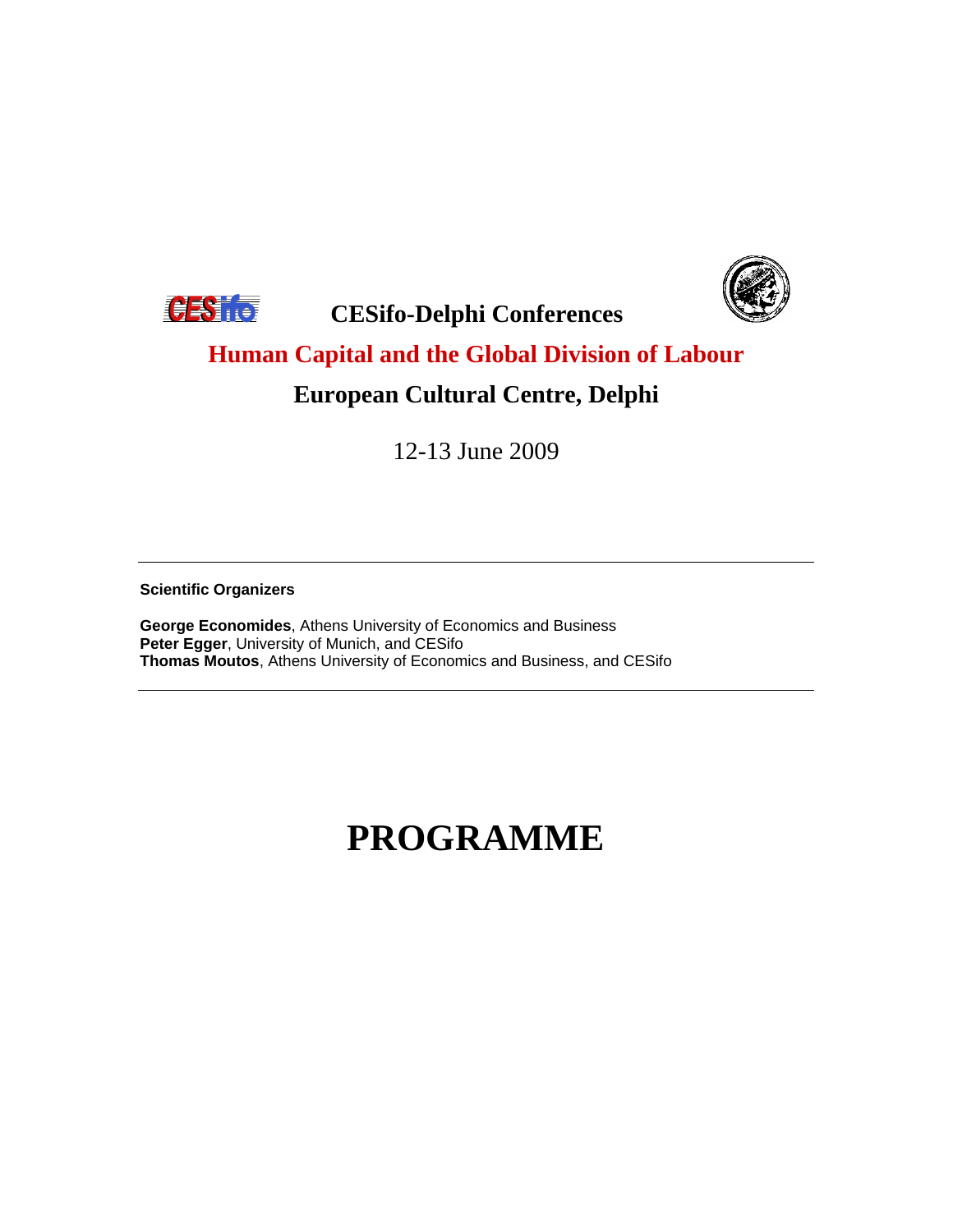# CESifo-Delphi Conferences

## Human Capital and the Global Division of Labour

## European Cultural Centre, Delphi

12-13 June 2009

---

**Scientific Organizers**

**George Economides**, Athens University of Economics and Business
**Peter Egger**, University of Munich, and CESifo
**Thomas Moutos**, Athens University of Economics and Business, and CESifo

---

# PROGRAMME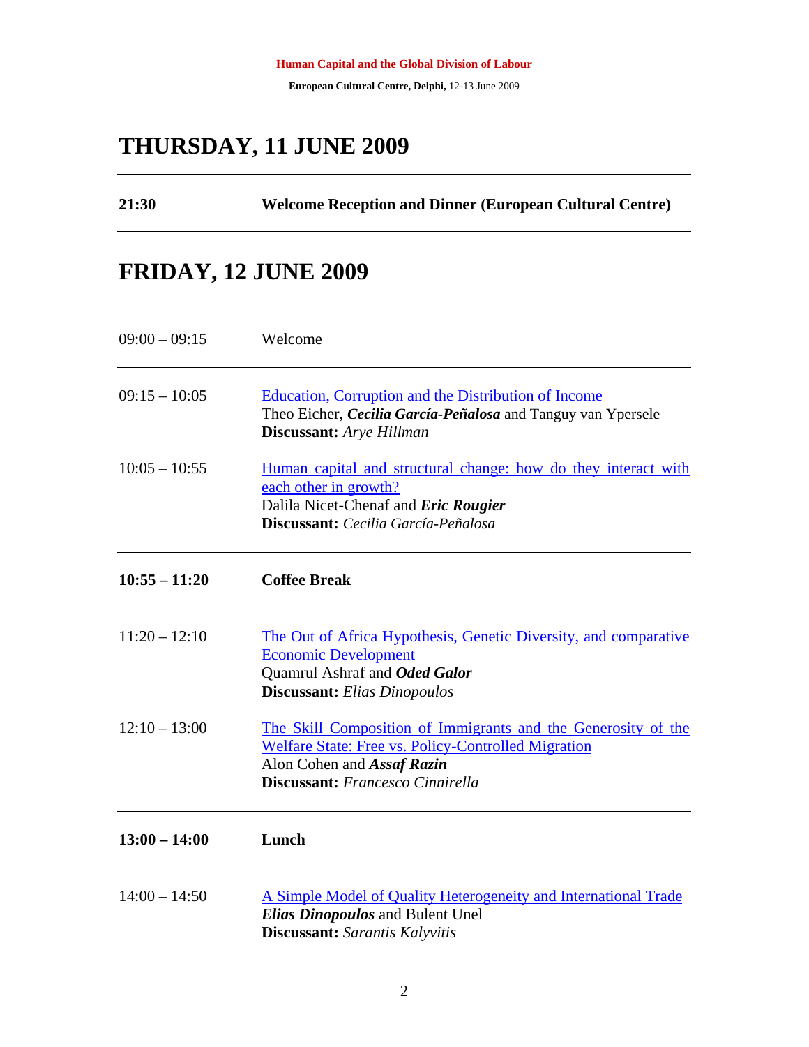## THURSDAY, 11 JUNE 2009

| | |
|---|---|
| **21:30** | **Welcome Reception and Dinner (European Cultural Centre)** |

## FRIDAY, 12 JUNE 2009

| | |
|---|---|
| 09:00 – 09:15 | Welcome |
| 09:15 – 10:05 | Education, Corruption and the Distribution of Income<br>Theo Eicher, ***Cecilia García-Peñalosa*** and Tanguy van Ypersele<br>**Discussant:** *Arye Hillman* |
| 10:05 – 10:55 | Human capital and structural change: how do they interact with each other in growth?<br>Dalila Nicet-Chenaf and ***Eric Rougier***<br>**Discussant:** *Cecilia García-Peñalosa* |
| **10:55 – 11:20** | **Coffee Break** |
| 11:20 – 12:10 | The Out of Africa Hypothesis, Genetic Diversity, and comparative Economic Development<br>Quamrul Ashraf and ***Oded Galor***<br>**Discussant:** *Elias Dinopoulos* |
| 12:10 – 13:00 | The Skill Composition of Immigrants and the Generosity of the Welfare State: Free vs. Policy-Controlled Migration<br>Alon Cohen and ***Assaf Razin***<br>**Discussant:** *Francesco Cinnirella* |
| **13:00 – 14:00** | **Lunch** |
| 14:00 – 14:50 | A Simple Model of Quality Heterogeneity and International Trade<br>***Elias Dinopoulos*** and Bulent Unel<br>**Discussant:** *Sarantis Kalyvitis* |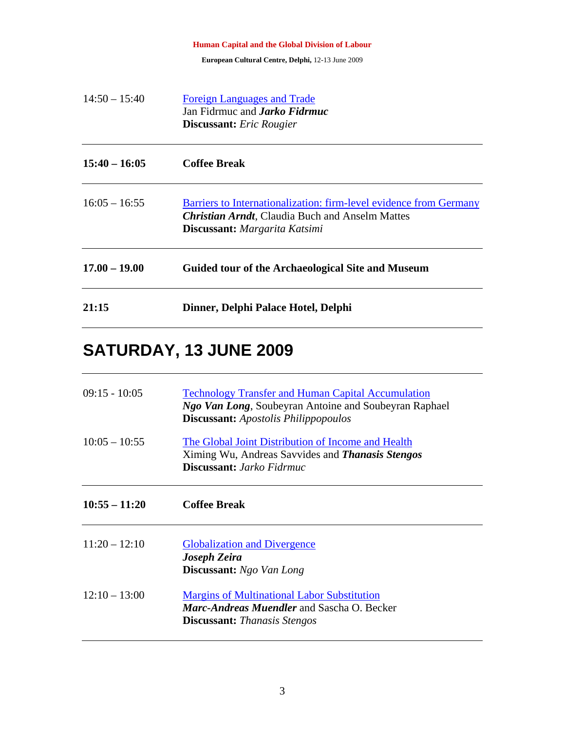| | |
|---|---|
| 14:50 – 15:40 | Foreign Languages and Trade<br>Jan Fidrmuc and ***Jarko Fidrmuc***<br>**Discussant:** *Eric Rougier* |
| **15:40 – 16:05** | **Coffee Break** |
| 16:05 – 16:55 | Barriers to Internationalization: firm-level evidence from Germany<br>***Christian Arndt***, Claudia Buch and Anselm Mattes<br>**Discussant:** *Margarita Katsimi* |
| **17.00 – 19.00** | **Guided tour of the Archaeological Site and Museum** |
| **21:15** | **Dinner, Delphi Palace Hotel, Delphi** |

## SATURDAY, 13 JUNE 2009

| | |
|---|---|
| 09:15 - 10:05 | Technology Transfer and Human Capital Accumulation<br>***Ngo Van Long***, Soubeyran Antoine and Soubeyran Raphael<br>**Discussant:** *Apostolis Philippopoulos* |
| 10:05 – 10:55 | The Global Joint Distribution of Income and Health<br>Ximing Wu, Andreas Savvides and ***Thanasis Stengos***<br>**Discussant:** *Jarko Fidrmuc* |
| **10:55 – 11:20** | **Coffee Break** |
| 11:20 – 12:10 | Globalization and Divergence<br>***Joseph Zeira***<br>**Discussant:** *Ngo Van Long* |
| 12:10 – 13:00 | Margins of Multinational Labor Substitution<br>***Marc-Andreas Muendler*** and Sascha O. Becker<br>**Discussant:** *Thanasis Stengos* |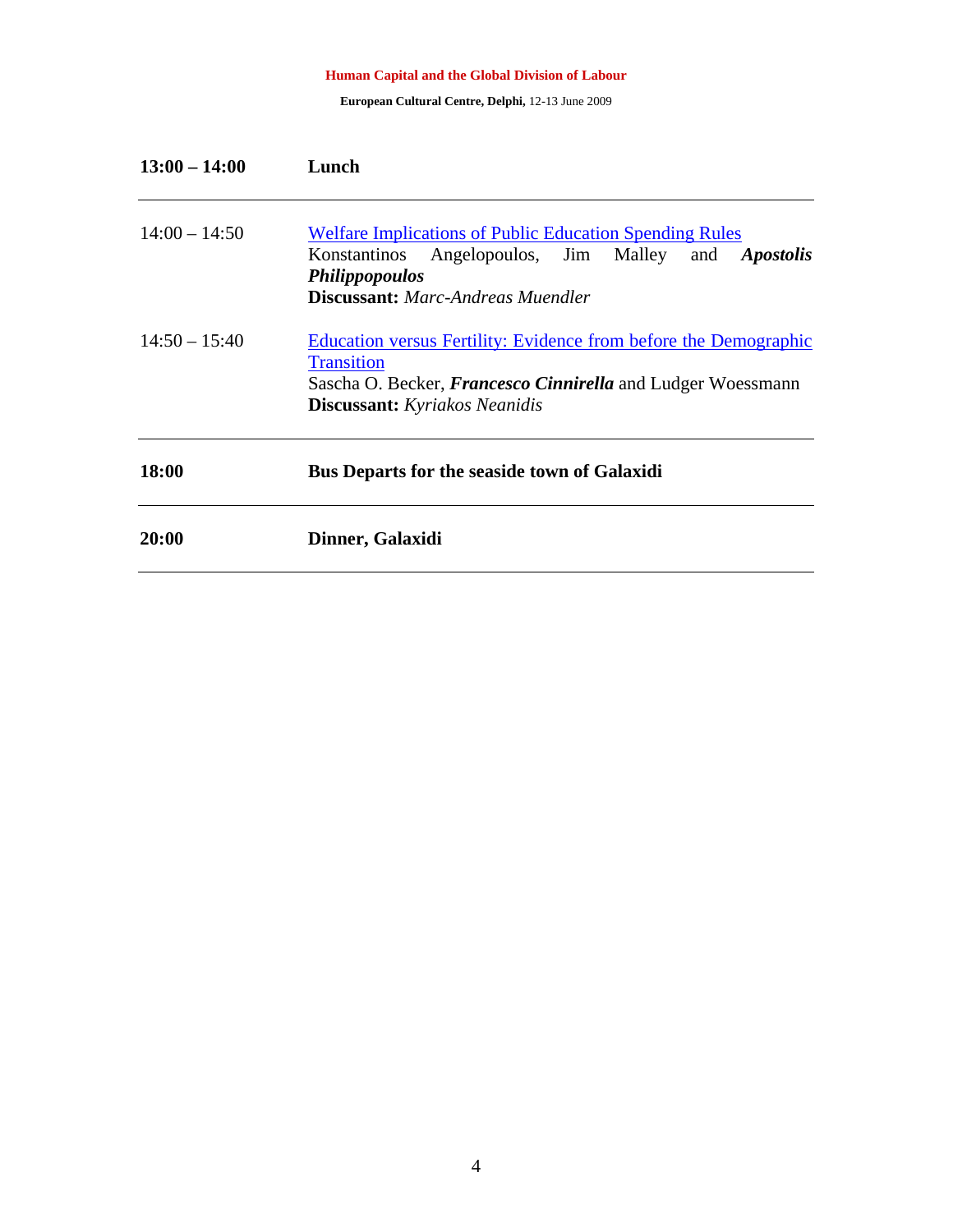| | |
|---|---|
| **13:00 – 14:00** | **Lunch** |
| 14:00 – 14:50 | Welfare Implications of Public Education Spending Rules<br>Konstantinos Angelopoulos, Jim Malley and ***Apostolis Philippopoulos***<br>**Discussant:** *Marc-Andreas Muendler* |
| 14:50 – 15:40 | Education versus Fertility: Evidence from before the Demographic Transition<br>Sascha O. Becker, ***Francesco Cinnirella*** and Ludger Woessmann<br>**Discussant:** *Kyriakos Neanidis* |
| **18:00** | **Bus Departs for the seaside town of Galaxidi** |
| **20:00** | **Dinner, Galaxidi** |